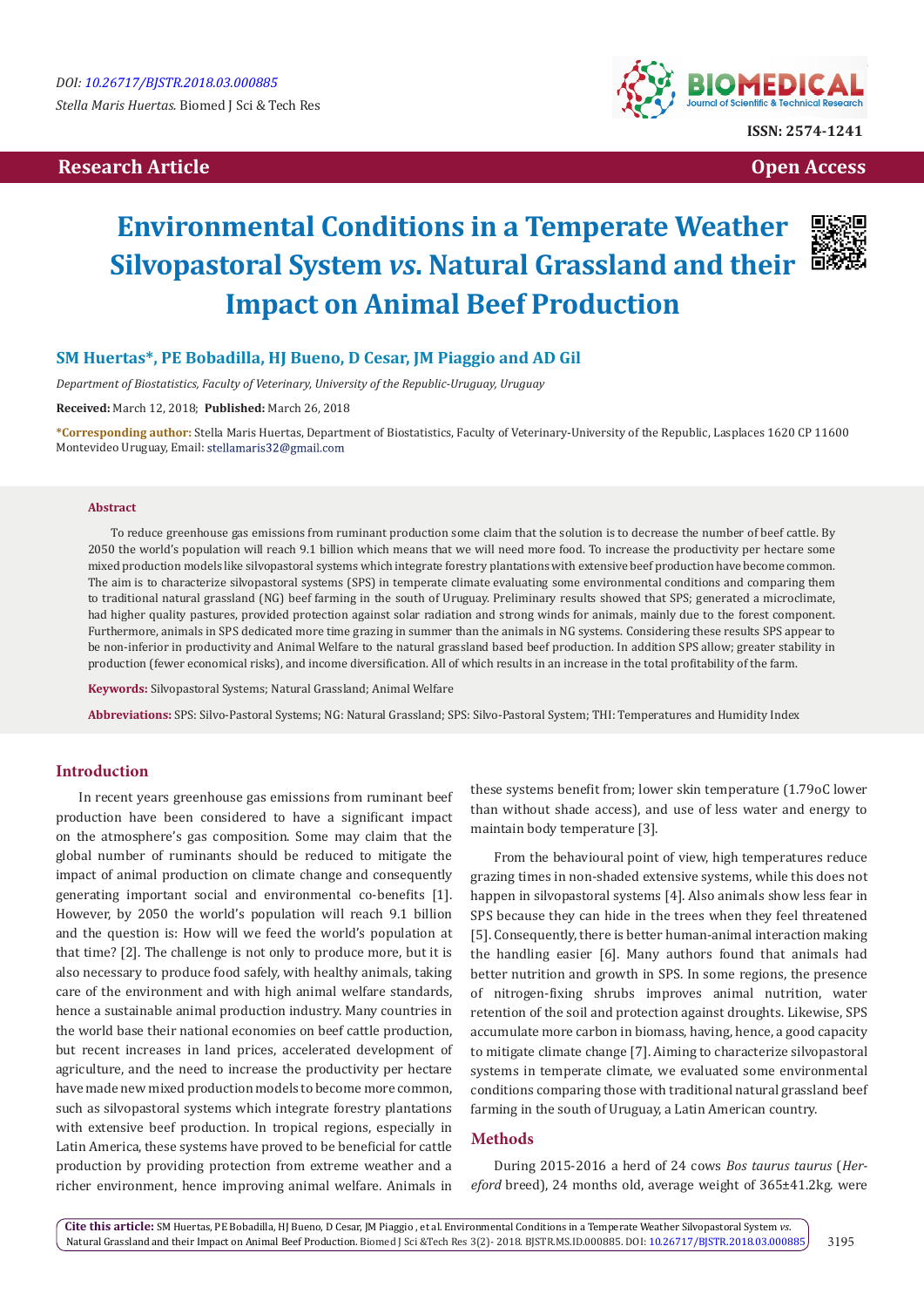DOI: 10.26717/BJSTR.2018.03.000885

*Stella Maris Huertas.* Biomed J Sci & Tech Res

ISSN: 2574-1241

**Research Article** **Open Access**

# Environmental Conditions in a Temperate Weather Silvopastoral System *vs*. Natural Grassland and their Impact on Animal Beef Production

**SM Huertas\*, PE Bobadilla, HJ Bueno, D Cesar, JM Piaggio and AD Gil**

*Department of Biostatistics, Faculty of Veterinary, University of the Republic-Uruguay, Uruguay*

**Received:** March 12, 2018; **Published:** March 26, 2018

**\*Corresponding author:** Stella Maris Huertas, Department of Biostatistics, Faculty of Veterinary-University of the Republic, Lasplaces 1620 CP 11600 Montevideo Uruguay, Email: stellamaris32@gmail.com

### Abstract

To reduce greenhouse gas emissions from ruminant production some claim that the solution is to decrease the number of beef cattle. By 2050 the world's population will reach 9.1 billion which means that we will need more food. To increase the productivity per hectare some mixed production models like silvopastoral systems which integrate forestry plantations with extensive beef production have become common. The aim is to characterize silvopastoral systems (SPS) in temperate climate evaluating some environmental conditions and comparing them to traditional natural grassland (NG) beef farming in the south of Uruguay. Preliminary results showed that SPS; generated a microclimate, had higher quality pastures, provided protection against solar radiation and strong winds for animals, mainly due to the forest component. Furthermore, animals in SPS dedicated more time grazing in summer than the animals in NG systems. Considering these results SPS appear to be non-inferior in productivity and Animal Welfare to the natural grassland based beef production. In addition SPS allow; greater stability in production (fewer economical risks), and income diversification. All of which results in an increase in the total profitability of the farm.

**Keywords:** Silvopastoral Systems; Natural Grassland; Animal Welfare

**Abbreviations:** SPS: Silvo-Pastoral Systems; NG: Natural Grassland; SPS: Silvo-Pastoral System; THI: Temperatures and Humidity Index

## Introduction

In recent years greenhouse gas emissions from ruminant beef production have been considered to have a significant impact on the atmosphere's gas composition. Some may claim that the global number of ruminants should be reduced to mitigate the impact of animal production on climate change and consequently generating important social and environmental co-benefits [1]. However, by 2050 the world's population will reach 9.1 billion and the question is: How will we feed the world's population at that time? [2]. The challenge is not only to produce more, but it is also necessary to produce food safely, with healthy animals, taking care of the environment and with high animal welfare standards, hence a sustainable animal production industry. Many countries in the world base their national economies on beef cattle production, but recent increases in land prices, accelerated development of agriculture, and the need to increase the productivity per hectare have made new mixed production models to become more common, such as silvopastoral systems which integrate forestry plantations with extensive beef production. In tropical regions, especially in Latin America, these systems have proved to be beneficial for cattle production by providing protection from extreme weather and a richer environment, hence improving animal welfare. Animals in these systems benefit from; lower skin temperature (1.79oC lower than without shade access), and use of less water and energy to maintain body temperature [3].

From the behavioural point of view, high temperatures reduce grazing times in non-shaded extensive systems, while this does not happen in silvopastoral systems [4]. Also animals show less fear in SPS because they can hide in the trees when they feel threatened [5]. Consequently, there is better human-animal interaction making the handling easier [6]. Many authors found that animals had better nutrition and growth in SPS. In some regions, the presence of nitrogen-fixing shrubs improves animal nutrition, water retention of the soil and protection against droughts. Likewise, SPS accumulate more carbon in biomass, having, hence, a good capacity to mitigate climate change [7]. Aiming to characterize silvopastoral systems in temperate climate, we evaluated some environmental conditions comparing those with traditional natural grassland beef farming in the south of Uruguay, a Latin American country.

## Methods

During 2015-2016 a herd of 24 cows *Bos taurus taurus* (*Hereford* breed), 24 months old, average weight of 365±41.2kg. were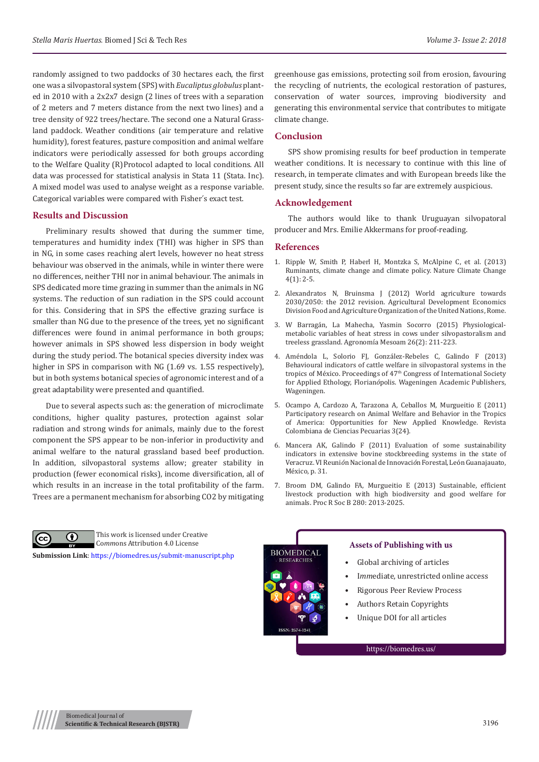randomly assigned to two paddocks of 30 hectares each, the first one was a silvopastoral system (SPS) with *Eucaliptus globulus* planted in 2010 with a 2x2x7 design (2 lines of trees with a separation of 2 meters and 7 meters distance from the next two lines) and a tree density of 922 trees/hectare. The second one a Natural Grassland paddock. Weather conditions (air temperature and relative humidity), forest features, pasture composition and animal welfare indicators were periodically assessed for both groups according to the Welfare Quality (R)Protocol adapted to local conditions. All data was processed for statistical analysis in Stata 11 (Stata. Inc). A mixed model was used to analyse weight as a response variable. Categorical variables were compared with Fisher´s exact test.

## Results and Discussion

Preliminary results showed that during the summer time, temperatures and humidity index (THI) was higher in SPS than in NG, in some cases reaching alert levels, however no heat stress behaviour was observed in the animals, while in winter there were no differences, neither THI nor in animal behaviour. The animals in SPS dedicated more time grazing in summer than the animals in NG systems. The reduction of sun radiation in the SPS could account for this. Considering that in SPS the effective grazing surface is smaller than NG due to the presence of the trees, yet no significant differences were found in animal performance in both groups; however animals in SPS showed less dispersion in body weight during the study period. The botanical species diversity index was higher in SPS in comparison with NG (1.69 vs. 1.55 respectively), but in both systems botanical species of agronomic interest and of a great adaptability were presented and quantified.

Due to several aspects such as: the generation of microclimate conditions, higher quality pastures, protection against solar radiation and strong winds for animals, mainly due to the forest component the SPS appear to be non-inferior in productivity and animal welfare to the natural grassland based beef production. In addition, silvopastoral systems allow; greater stability in production (fewer economical risks), income diversification, all of which results in an increase in the total profitability of the farm. Trees are a permanent mechanism for absorbing $CO_2$ by mitigating greenhouse gas emissions, protecting soil from erosion, favouring the recycling of nutrients, the ecological restoration of pastures, conservation of water sources, improving biodiversity and generating this environmental service that contributes to mitigate climate change.

## Conclusion

SPS show promising results for beef production in temperate weather conditions. It is necessary to continue with this line of research, in temperate climates and with European breeds like the present study, since the results so far are extremely auspicious.

## Acknowledgement

The authors would like to thank Uruguayan silvopatoral producer and Mrs. Emilie Akkermans for proof-reading.

## References

1. Ripple W, Smith P, Haberl H, Montzka S, McAlpine C, et al. (2013) Ruminants, climate change and climate policy. Nature Climate Change 4(1): 2-5.
2. Alexandratos N, Bruinsma J (2012) World agriculture towards 2030/2050: the 2012 revision. Agricultural Development Economics Division Food and Agriculture Organization of the United Nations, Rome.
3. W Barragán, La Mahecha, Yasmin Socorro (2015) Physiological-metabolic variables of heat stress in cows under silvopastoralism and treeless grassland. Agronomía Mesoam 26(2): 211-223.
4. Améndola L, Solorio FJ, González-Rebeles C, Galindo F (2013) Behavioural indicators of cattle welfare in silvopastoral systems in the tropics of México. Proceedings of 47th Congress of International Society for Applied Ethology, Florianópolis. Wageningen Academic Publishers, Wageningen.
5. Ocampo A, Cardozo A, Tarazona A, Ceballos M, Murgueitio E (2011) Participatory research on Animal Welfare and Behavior in the Tropics of America: Opportunities for New Applied Knowledge. Revista Colombiana de Ciencias Pecuarias 3(24).
6. Mancera AK, Galindo F (2011) Evaluation of some sustainability indicators in extensive bovine stockbreeding systems in the state of Veracruz. VI Reunión Nacional de Innovación Forestal, León Guanajauato, México, p. 31.
7. Broom DM, Galindo FA, Murgueitio E (2013) Sustainable, efficient livestock production with high biodiversity and good welfare for animals. Proc R Soc B 280: 2013-2025.

This work is licensed under Creative Commons Attribution 4.0 License

**Submission Link**: https://biomedres.us/submit-manuscript.php

### Assets of Publishing with us

- Global archiving of articles
- Immediate, unrestricted online access
- Rigorous Peer Review Process
- Authors Retain Copyrights
- Unique DOI for all articles

https://biomedres.us/